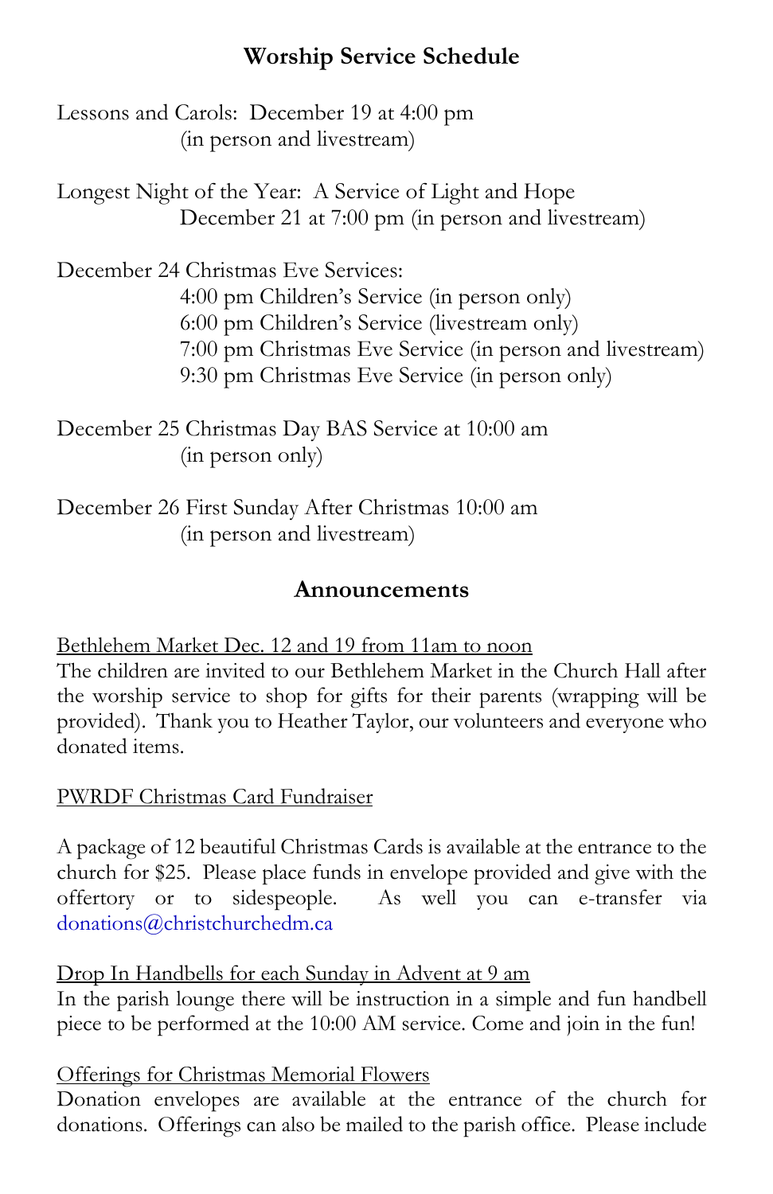## Worship Service Schedule

Lessons and Carols: December 19 at 4:00 pm
(in person and livestream)

Longest Night of the Year: A Service of Light and Hope
December 21 at 7:00 pm (in person and livestream)

December 24 Christmas Eve Services:
4:00 pm Children's Service (in person only)
6:00 pm Children's Service (livestream only)
7:00 pm Christmas Eve Service (in person and livestream)
9:30 pm Christmas Eve Service (in person only)

December 25 Christmas Day BAS Service at 10:00 am
(in person only)

December 26 First Sunday After Christmas 10:00 am
(in person and livestream)

## Announcements

<u>Bethlehem Market Dec. 12 and 19 from 11am to noon</u>
The children are invited to our Bethlehem Market in the Church Hall after the worship service to shop for gifts for their parents (wrapping will be provided). Thank you to Heather Taylor, our volunteers and everyone who donated items.

<u>PWRDF Christmas Card Fundraiser</u>

A package of 12 beautiful Christmas Cards is available at the entrance to the church for $25. Please place funds in envelope provided and give with the offertory or to sidespeople. As well you can e-transfer via donations@christchurchedm.ca

<u>Drop In Handbells for each Sunday in Advent at 9 am</u>
In the parish lounge there will be instruction in a simple and fun handbell piece to be performed at the 10:00 AM service. Come and join in the fun!

<u>Offerings for Christmas Memorial Flowers</u>
Donation envelopes are available at the entrance of the church for donations. Offerings can also be mailed to the parish office. Please include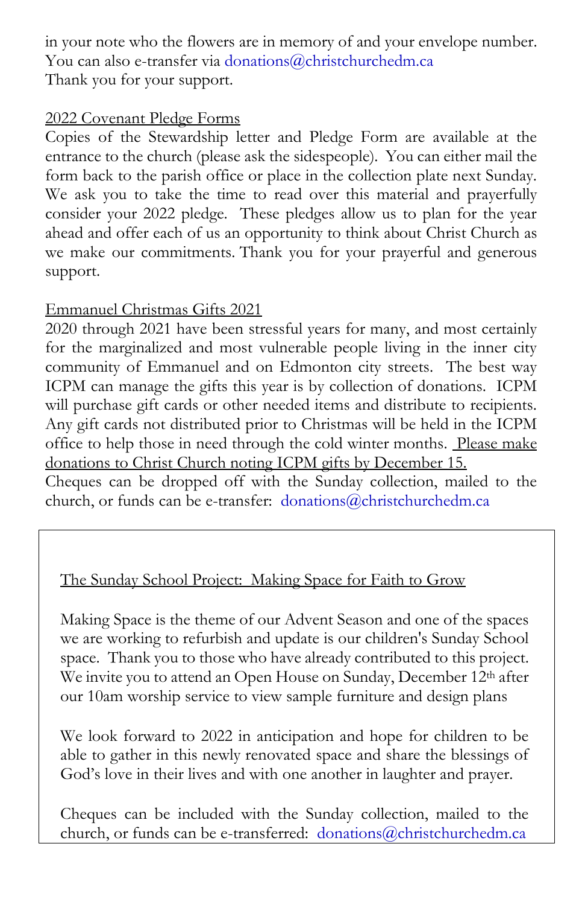in your note who the flowers are in memory of and your envelope number. You can also e-transfer via donations@christchurchedm.ca
Thank you for your support.

## 2022 Covenant Pledge Forms

Copies of the Stewardship letter and Pledge Form are available at the entrance to the church (please ask the sidespeople). You can either mail the form back to the parish office or place in the collection plate next Sunday. We ask you to take the time to read over this material and prayerfully consider your 2022 pledge. These pledges allow us to plan for the year ahead and offer each of us an opportunity to think about Christ Church as we make our commitments. Thank you for your prayerful and generous support.

## Emmanuel Christmas Gifts 2021

2020 through 2021 have been stressful years for many, and most certainly for the marginalized and most vulnerable people living in the inner city community of Emmanuel and on Edmonton city streets. The best way ICPM can manage the gifts this year is by collection of donations. ICPM will purchase gift cards or other needed items and distribute to recipients. Any gift cards not distributed prior to Christmas will be held in the ICPM office to help those in need through the cold winter months. Please make donations to Christ Church noting ICPM gifts by December 15.
Cheques can be dropped off with the Sunday collection, mailed to the church, or funds can be e-transfer: donations@christchurchedm.ca

## The Sunday School Project: Making Space for Faith to Grow

Making Space is the theme of our Advent Season and one of the spaces we are working to refurbish and update is our children's Sunday School space. Thank you to those who have already contributed to this project. We invite you to attend an Open House on Sunday, December 12th after our 10am worship service to view sample furniture and design plans

We look forward to 2022 in anticipation and hope for children to be able to gather in this newly renovated space and share the blessings of God's love in their lives and with one another in laughter and prayer.

Cheques can be included with the Sunday collection, mailed to the church, or funds can be e-transferred: donations@christchurchedm.ca